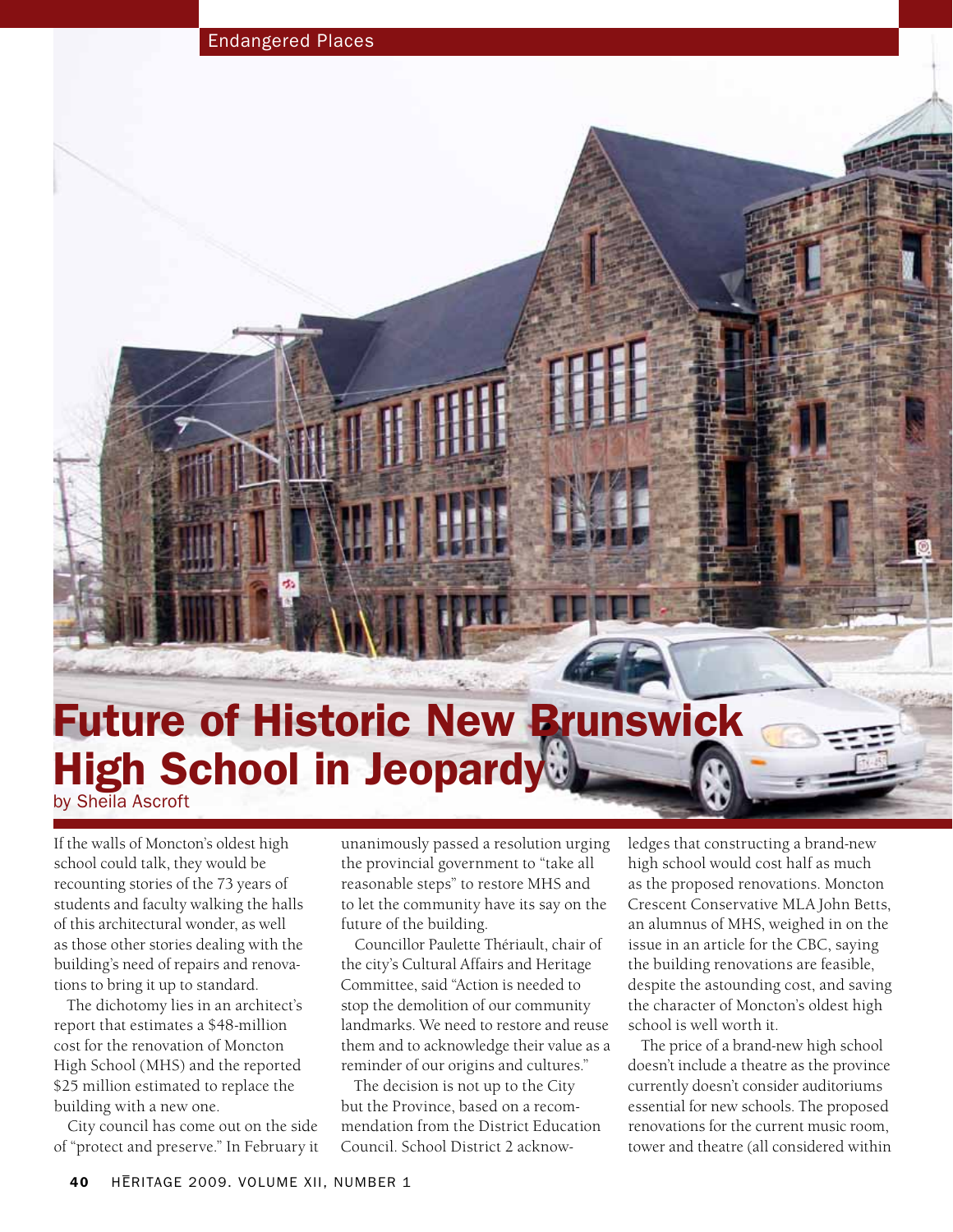Endangered Places

# Future of Historic New Brunswick High School in Jeopardy

by Sheila Ascroft

If the walls of Moncton's oldest high school could talk, they would be recounting stories of the 73 years of students and faculty walking the halls of this architectural wonder, as well as those other stories dealing with the building's need of repairs and renovations to bring it up to standard.

The dichotomy lies in an architect's report that estimates a $48-million cost for the renovation of Moncton High School (MHS) and the reported $25 million estimated to replace the building with a new one.

City council has come out on the side of "protect and preserve." In February it unanimously passed a resolution urging the provincial government to "take all reasonable steps" to restore MHS and to let the community have its say on the future of the building.

Councillor Paulette Thériault, chair of the city's Cultural Affairs and Heritage Committee, said "Action is needed to stop the demolition of our community landmarks. We need to restore and reuse them and to acknowledge their value as a reminder of our origins and cultures."

The decision is not up to the City but the Province, based on a recommendation from the District Education Council. School District 2 acknowledges that constructing a brand-new high school would cost half as much as the proposed renovations. Moncton Crescent Conservative MLA John Betts, an alumnus of MHS, weighed in on the issue in an article for the CBC, saying the building renovations are feasible, despite the astounding cost, and saving the character of Moncton's oldest high school is well worth it.

The price of a brand-new high school doesn't include a theatre as the province currently doesn't consider auditoriums essential for new schools. The proposed renovations for the current music room, tower and theatre (all considered within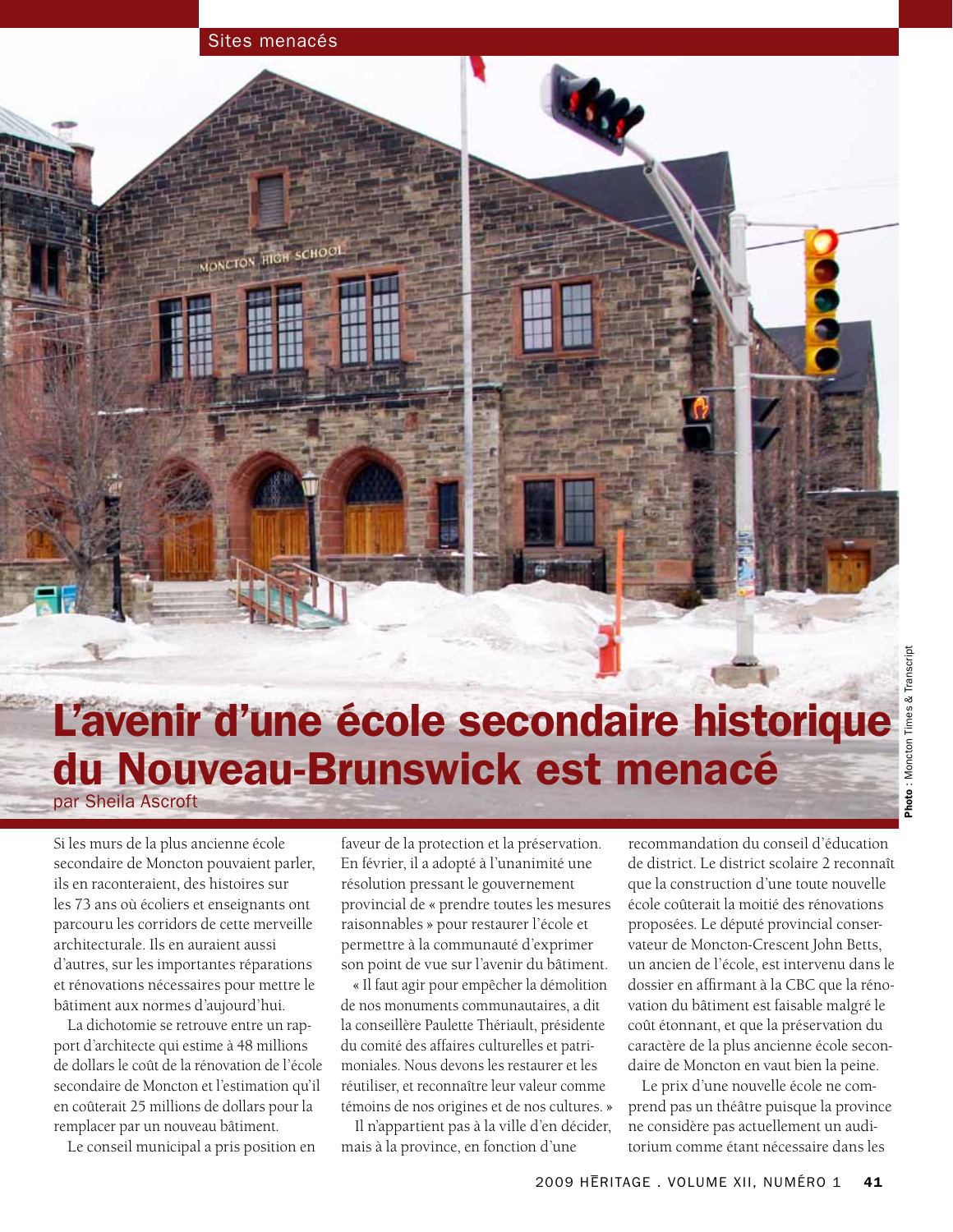Sites menacés

# L'avenir d'une école secondaire historique du Nouveau-Brunswick est menacé

par Sheila Ascroft

Photo : Moncton Times & Transcript

Si les murs de la plus ancienne école secondaire de Moncton pouvaient parler, ils en raconteraient, des histoires sur les 73 ans où écoliers et enseignants ont parcouru les corridors de cette merveille architecturale. Ils en auraient aussi d'autres, sur les importantes réparations et rénovations nécessaires pour mettre le bâtiment aux normes d'aujourd'hui.

La dichotomie se retrouve entre un rapport d'architecte qui estime à 48 millions de dollars le coût de la rénovation de l'école secondaire de Moncton et l'estimation qu'il en coûterait 25 millions de dollars pour la remplacer par un nouveau bâtiment.

Le conseil municipal a pris position en faveur de la protection et la préservation. En février, il a adopté à l'unanimité une résolution pressant le gouvernement provincial de « prendre toutes les mesures raisonnables » pour restaurer l'école et permettre à la communauté d'exprimer son point de vue sur l'avenir du bâtiment.

« Il faut agir pour empêcher la démolition de nos monuments communautaires, a dit la conseillère Paulette Thériault, présidente du comité des affaires culturelles et patrimoniales. Nous devons les restaurer et les réutiliser, et reconnaître leur valeur comme témoins de nos origines et de nos cultures. »

Il n'appartient pas à la ville d'en décider, mais à la province, en fonction d'une recommandation du conseil d'éducation de district. Le district scolaire 2 reconnaît que la construction d'une toute nouvelle école coûterait la moitié des rénovations proposées. Le député provincial conservateur de Moncton-Crescent John Betts, un ancien de l'école, est intervenu dans le dossier en affirmant à la CBC que la rénovation du bâtiment est faisable malgré le coût étonnant, et que la préservation du caractère de la plus ancienne école secondaire de Moncton en vaut bien la peine.

Le prix d'une nouvelle école ne comprend pas un théâtre puisque la province ne considère pas actuellement un auditorium comme étant nécessaire dans les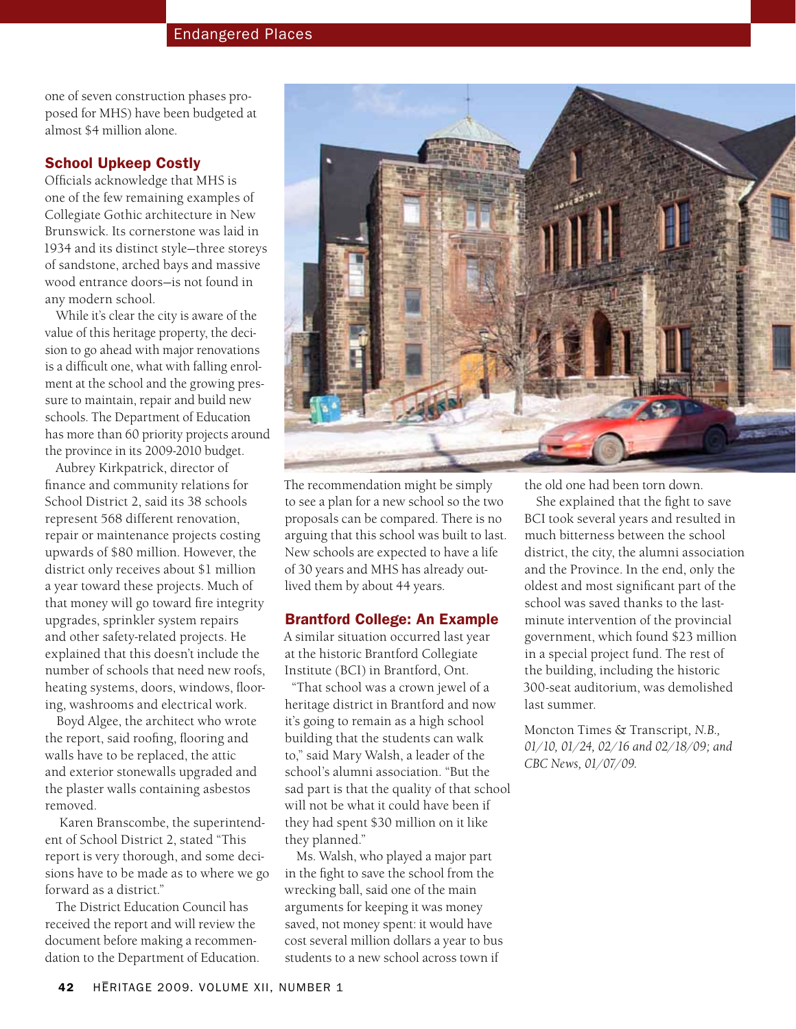one of seven construction phases proposed for MHS) have been budgeted at almost $4 million alone.

## School Upkeep Costly

Officials acknowledge that MHS is one of the few remaining examples of Collegiate Gothic architecture in New Brunswick. Its cornerstone was laid in 1934 and its distinct style—three storeys of sandstone, arched bays and massive wood entrance doors—is not found in any modern school.

While it's clear the city is aware of the value of this heritage property, the decision to go ahead with major renovations is a difficult one, what with falling enrolment at the school and the growing pressure to maintain, repair and build new schools. The Department of Education has more than 60 priority projects around the province in its 2009-2010 budget.

Aubrey Kirkpatrick, director of finance and community relations for School District 2, said its 38 schools represent 568 different renovation, repair or maintenance projects costing upwards of $80 million. However, the district only receives about $1 million a year toward these projects. Much of that money will go toward fire integrity upgrades, sprinkler system repairs and other safety-related projects. He explained that this doesn't include the number of schools that need new roofs, heating systems, doors, windows, flooring, washrooms and electrical work.

Boyd Algee, the architect who wrote the report, said roofing, flooring and walls have to be replaced, the attic and exterior stonewalls upgraded and the plaster walls containing asbestos removed.

Karen Branscombe, the superintendent of School District 2, stated "This report is very thorough, and some decisions have to be made as to where we go forward as a district."

The District Education Council has received the report and will review the document before making a recommendation to the Department of Education. The recommendation might be simply to see a plan for a new school so the two proposals can be compared. There is no arguing that this school was built to last. New schools are expected to have a life of 30 years and MHS has already outlived them by about 44 years.

## Brantford College: An Example

A similar situation occurred last year at the historic Brantford Collegiate Institute (BCI) in Brantford, Ont.

"That school was a crown jewel of a heritage district in Brantford and now it's going to remain as a high school building that the students can walk to," said Mary Walsh, a leader of the school's alumni association. "But the sad part is that the quality of that school will not be what it could have been if they had spent $30 million on it like they planned."

Ms. Walsh, who played a major part in the fight to save the school from the wrecking ball, said one of the main arguments for keeping it was money saved, not money spent: it would have cost several million dollars a year to bus students to a new school across town if the old one had been torn down.

She explained that the fight to save BCI took several years and resulted in much bitterness between the school district, the city, the alumni association and the Province. In the end, only the oldest and most significant part of the school was saved thanks to the last-minute intervention of the provincial government, which found $23 million in a special project fund. The rest of the building, including the historic 300-seat auditorium, was demolished last summer.

Moncton Times & Transcript, *N.B., 01/10, 01/24, 02/16 and 02/18/09; and CBC News, 01/07/09.*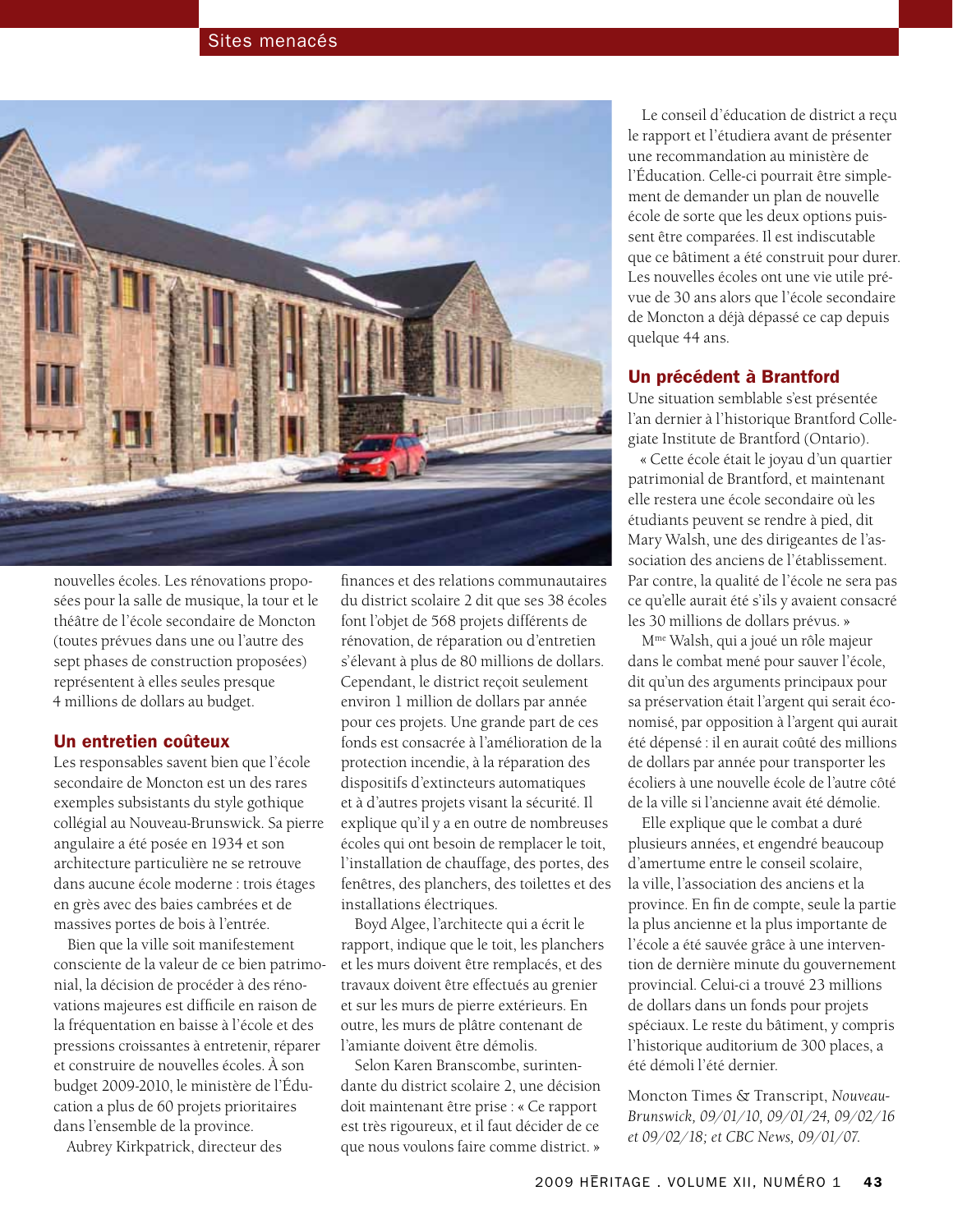nouvelles écoles. Les rénovations proposées pour la salle de musique, la tour et le théâtre de l'école secondaire de Moncton (toutes prévues dans une ou l'autre des sept phases de construction proposées) représentent à elles seules presque 4 millions de dollars au budget.

## Un entretien coûteux

Les responsables savent bien que l'école secondaire de Moncton est un des rares exemples subsistants du style gothique collégial au Nouveau-Brunswick. Sa pierre angulaire a été posée en 1934 et son architecture particulière ne se retrouve dans aucune école moderne : trois étages en grès avec des baies cambrées et de massives portes de bois à l'entrée.

Bien que la ville soit manifestement consciente de la valeur de ce bien patrimonial, la décision de procéder à des rénovations majeures est difficile en raison de la fréquentation en baisse à l'école et des pressions croissantes à entretenir, réparer et construire de nouvelles écoles. À son budget 2009-2010, le ministère de l'Éducation a plus de 60 projets prioritaires dans l'ensemble de la province.

Aubrey Kirkpatrick, directeur des finances et des relations communautaires du district scolaire 2 dit que ses 38 écoles font l'objet de 568 projets différents de rénovation, de réparation ou d'entretien s'élevant à plus de 80 millions de dollars. Cependant, le district reçoit seulement environ 1 million de dollars par année pour ces projets. Une grande part de ces fonds est consacrée à l'amélioration de la protection incendie, à la réparation des dispositifs d'extincteurs automatiques et à d'autres projets visant la sécurité. Il explique qu'il y a en outre de nombreuses écoles qui ont besoin de remplacer le toit, l'installation de chauffage, des portes, des fenêtres, des planchers, des toilettes et des installations électriques.

Boyd Algee, l'architecte qui a écrit le rapport, indique que le toit, les planchers et les murs doivent être remplacés, et des travaux doivent être effectués au grenier et sur les murs de pierre extérieurs. En outre, les murs de plâtre contenant de l'amiante doivent être démolis.

Selon Karen Branscombe, surintendante du district scolaire 2, une décision doit maintenant être prise : « Ce rapport est très rigoureux, et il faut décider de ce que nous voulons faire comme district. »

Le conseil d'éducation de district a reçu le rapport et l'étudiera avant de présenter une recommandation au ministère de l'Éducation. Celle-ci pourrait être simplement de demander un plan de nouvelle école de sorte que les deux options puissent être comparées. Il est indiscutable que ce bâtiment a été construit pour durer. Les nouvelles écoles ont une vie utile prévue de 30 ans alors que l'école secondaire de Moncton a déjà dépassé ce cap depuis quelque 44 ans.

## Un précédent à Brantford

Une situation semblable s'est présentée l'an dernier à l'historique Brantford Collegiate Institute de Brantford (Ontario).

« Cette école était le joyau d'un quartier patrimonial de Brantford, et maintenant elle restera une école secondaire où les étudiants peuvent se rendre à pied, dit Mary Walsh, une des dirigeantes de l'association des anciens de l'établissement. Par contre, la qualité de l'école ne sera pas ce qu'elle aurait été s'ils y avaient consacré les 30 millions de dollars prévus. »

Mme Walsh, qui a joué un rôle majeur dans le combat mené pour sauver l'école, dit qu'un des arguments principaux pour sa préservation était l'argent qui serait économisé, par opposition à l'argent qui aurait été dépensé : il en aurait coûté des millions de dollars par année pour transporter les écoliers à une nouvelle école de l'autre côté de la ville si l'ancienne avait été démolie.

Elle explique que le combat a duré plusieurs années, et engendré beaucoup d'amertume entre le conseil scolaire, la ville, l'association des anciens et la province. En fin de compte, seule la partie la plus ancienne et la plus importante de l'école a été sauvée grâce à une intervention de dernière minute du gouvernement provincial. Celui-ci a trouvé 23 millions de dollars dans un fonds pour projets spéciaux. Le reste du bâtiment, y compris l'historique auditorium de 300 places, a été démoli l'été dernier.

Moncton Times & Transcript, *Nouveau-Brunswick, 09/01/10, 09/01/24, 09/02/16 et 09/02/18; et CBC News, 09/01/07.*